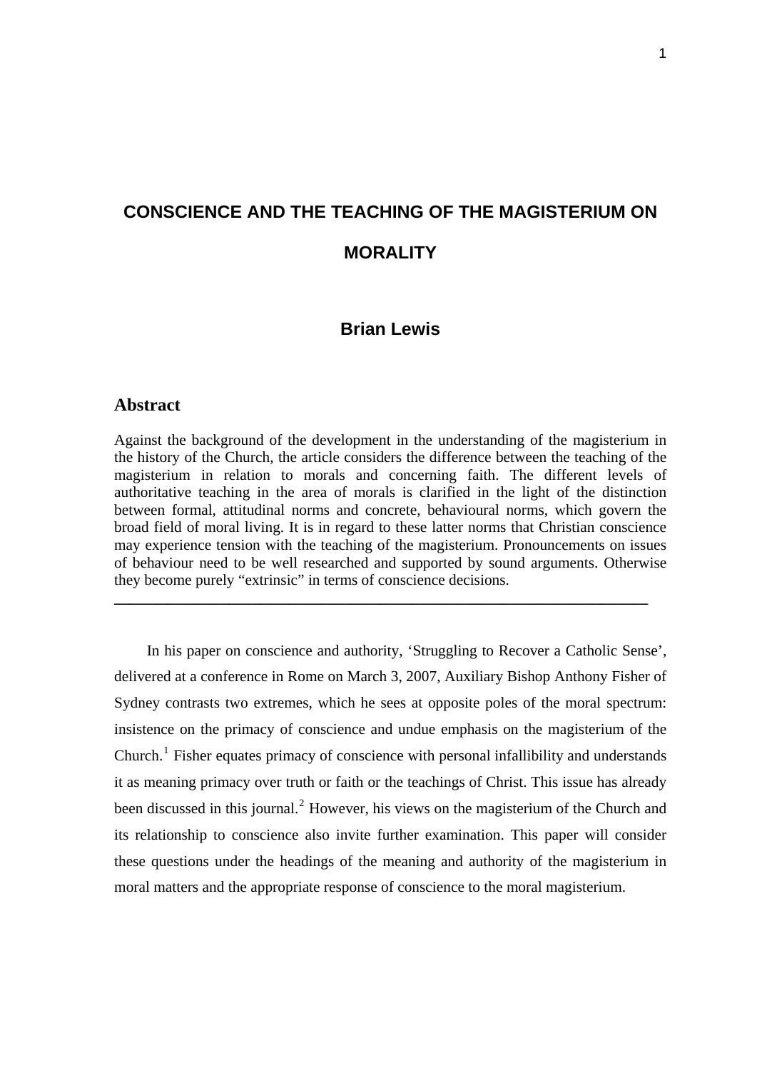# CONSCIENCE AND THE TEACHING OF THE MAGISTERIUM ON MORALITY

**Brian Lewis**

## Abstract

Against the background of the development in the understanding of the magisterium in the history of the Church, the article considers the difference between the teaching of the magisterium in relation to morals and concerning faith. The different levels of authoritative teaching in the area of morals is clarified in the light of the distinction between formal, attitudinal norms and concrete, behavioural norms, which govern the broad field of moral living. It is in regard to these latter norms that Christian conscience may experience tension with the teaching of the magisterium. Pronouncements on issues of behaviour need to be well researched and supported by sound arguments. Otherwise they become purely "extrinsic" in terms of conscience decisions.

---

In his paper on conscience and authority, 'Struggling to Recover a Catholic Sense', delivered at a conference in Rome on March 3, 2007, Auxiliary Bishop Anthony Fisher of Sydney contrasts two extremes, which he sees at opposite poles of the moral spectrum: insistence on the primacy of conscience and undue emphasis on the magisterium of the Church.[1] Fisher equates primacy of conscience with personal infallibility and understands it as meaning primacy over truth or faith or the teachings of Christ. This issue has already been discussed in this journal.[2] However, his views on the magisterium of the Church and its relationship to conscience also invite further examination. This paper will consider these questions under the headings of the meaning and authority of the magisterium in moral matters and the appropriate response of conscience to the moral magisterium.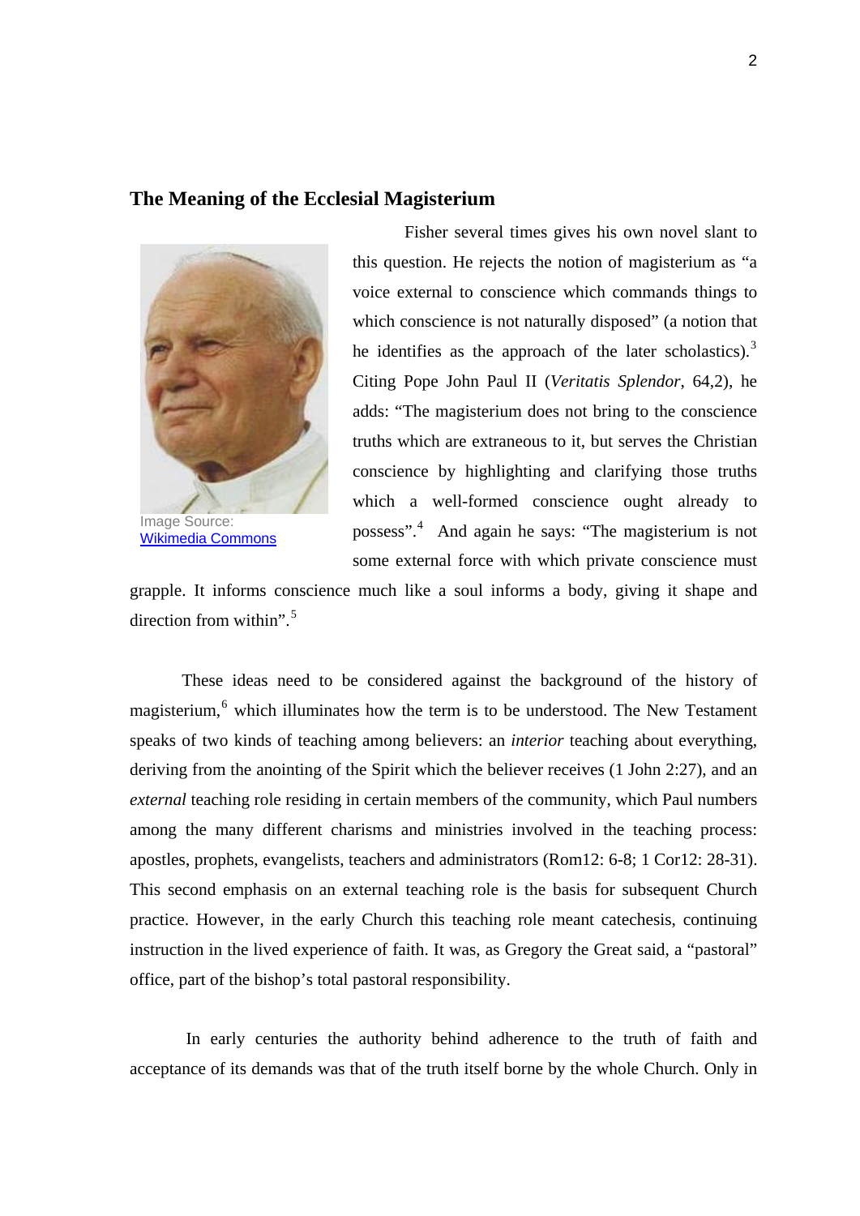## The Meaning of the Ecclesial Magisterium

Image Source: Wikimedia Commons

Fisher several times gives his own novel slant to this question. He rejects the notion of magisterium as "a voice external to conscience which commands things to which conscience is not naturally disposed" (a notion that he identifies as the approach of the later scholastics).[3] Citing Pope John Paul II (*Veritatis Splendor*, 64,2), he adds: "The magisterium does not bring to the conscience truths which are extraneous to it, but serves the Christian conscience by highlighting and clarifying those truths which a well-formed conscience ought already to possess".[4] And again he says: "The magisterium is not some external force with which private conscience must grapple. It informs conscience much like a soul informs a body, giving it shape and direction from within".[5]

These ideas need to be considered against the background of the history of magisterium,[6] which illuminates how the term is to be understood. The New Testament speaks of two kinds of teaching among believers: an *interior* teaching about everything, deriving from the anointing of the Spirit which the believer receives (1 John 2:27), and an *external* teaching role residing in certain members of the community, which Paul numbers among the many different charisms and ministries involved in the teaching process: apostles, prophets, evangelists, teachers and administrators (Rom12: 6-8; 1 Cor12: 28-31). This second emphasis on an external teaching role is the basis for subsequent Church practice. However, in the early Church this teaching role meant catechesis, continuing instruction in the lived experience of faith. It was, as Gregory the Great said, a "pastoral" office, part of the bishop's total pastoral responsibility.

In early centuries the authority behind adherence to the truth of faith and acceptance of its demands was that of the truth itself borne by the whole Church. Only in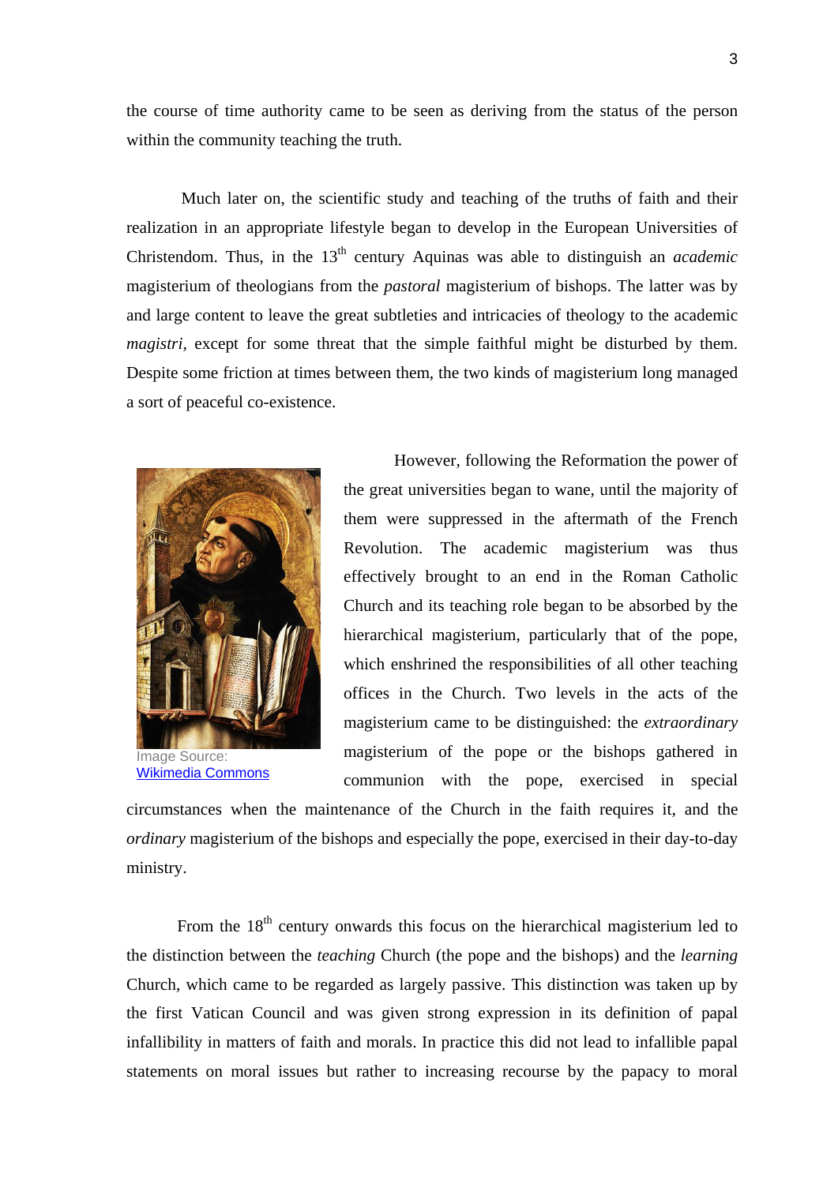the course of time authority came to be seen as deriving from the status of the person within the community teaching the truth.

Much later on, the scientific study and teaching of the truths of faith and their realization in an appropriate lifestyle began to develop in the European Universities of Christendom. Thus, in the 13th century Aquinas was able to distinguish an *academic* magisterium of theologians from the *pastoral* magisterium of bishops. The latter was by and large content to leave the great subtleties and intricacies of theology to the academic *magistri*, except for some threat that the simple faithful might be disturbed by them. Despite some friction at times between them, the two kinds of magisterium long managed a sort of peaceful co-existence.

Image Source: [Wikimedia Commons]

However, following the Reformation the power of the great universities began to wane, until the majority of them were suppressed in the aftermath of the French Revolution. The academic magisterium was thus effectively brought to an end in the Roman Catholic Church and its teaching role began to be absorbed by the hierarchical magisterium, particularly that of the pope, which enshrined the responsibilities of all other teaching offices in the Church. Two levels in the acts of the magisterium came to be distinguished: the *extraordinary* magisterium of the pope or the bishops gathered in communion with the pope, exercised in special circumstances when the maintenance of the Church in the faith requires it, and the *ordinary* magisterium of the bishops and especially the pope, exercised in their day-to-day ministry.

From the 18th century onwards this focus on the hierarchical magisterium led to the distinction between the *teaching* Church (the pope and the bishops) and the *learning* Church, which came to be regarded as largely passive. This distinction was taken up by the first Vatican Council and was given strong expression in its definition of papal infallibility in matters of faith and morals. In practice this did not lead to infallible papal statements on moral issues but rather to increasing recourse by the papacy to moral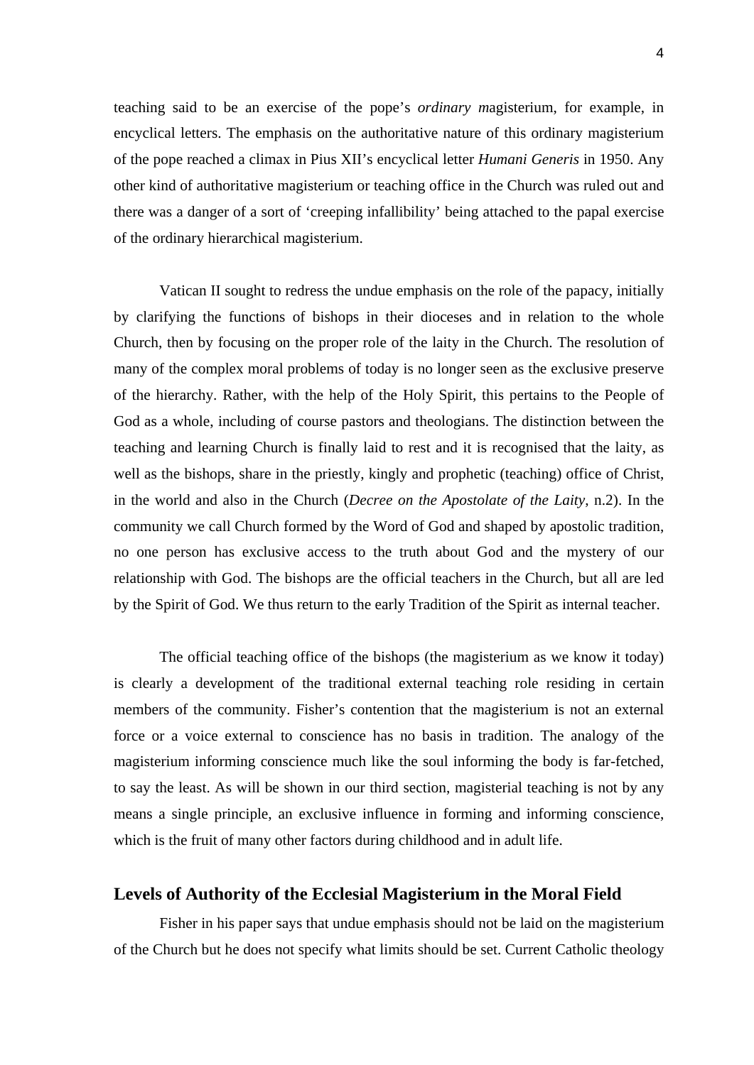teaching said to be an exercise of the pope's *ordinary m*agisterium, for example, in encyclical letters. The emphasis on the authoritative nature of this ordinary magisterium of the pope reached a climax in Pius XII's encyclical letter *Humani Generis* in 1950. Any other kind of authoritative magisterium or teaching office in the Church was ruled out and there was a danger of a sort of 'creeping infallibility' being attached to the papal exercise of the ordinary hierarchical magisterium.

Vatican II sought to redress the undue emphasis on the role of the papacy, initially by clarifying the functions of bishops in their dioceses and in relation to the whole Church, then by focusing on the proper role of the laity in the Church. The resolution of many of the complex moral problems of today is no longer seen as the exclusive preserve of the hierarchy. Rather, with the help of the Holy Spirit, this pertains to the People of God as a whole, including of course pastors and theologians. The distinction between the teaching and learning Church is finally laid to rest and it is recognised that the laity, as well as the bishops, share in the priestly, kingly and prophetic (teaching) office of Christ, in the world and also in the Church (*Decree on the Apostolate of the Laity*, n.2). In the community we call Church formed by the Word of God and shaped by apostolic tradition, no one person has exclusive access to the truth about God and the mystery of our relationship with God. The bishops are the official teachers in the Church, but all are led by the Spirit of God. We thus return to the early Tradition of the Spirit as internal teacher.

The official teaching office of the bishops (the magisterium as we know it today) is clearly a development of the traditional external teaching role residing in certain members of the community. Fisher's contention that the magisterium is not an external force or a voice external to conscience has no basis in tradition. The analogy of the magisterium informing conscience much like the soul informing the body is far-fetched, to say the least. As will be shown in our third section, magisterial teaching is not by any means a single principle, an exclusive influence in forming and informing conscience, which is the fruit of many other factors during childhood and in adult life.

## Levels of Authority of the Ecclesial Magisterium in the Moral Field

Fisher in his paper says that undue emphasis should not be laid on the magisterium of the Church but he does not specify what limits should be set. Current Catholic theology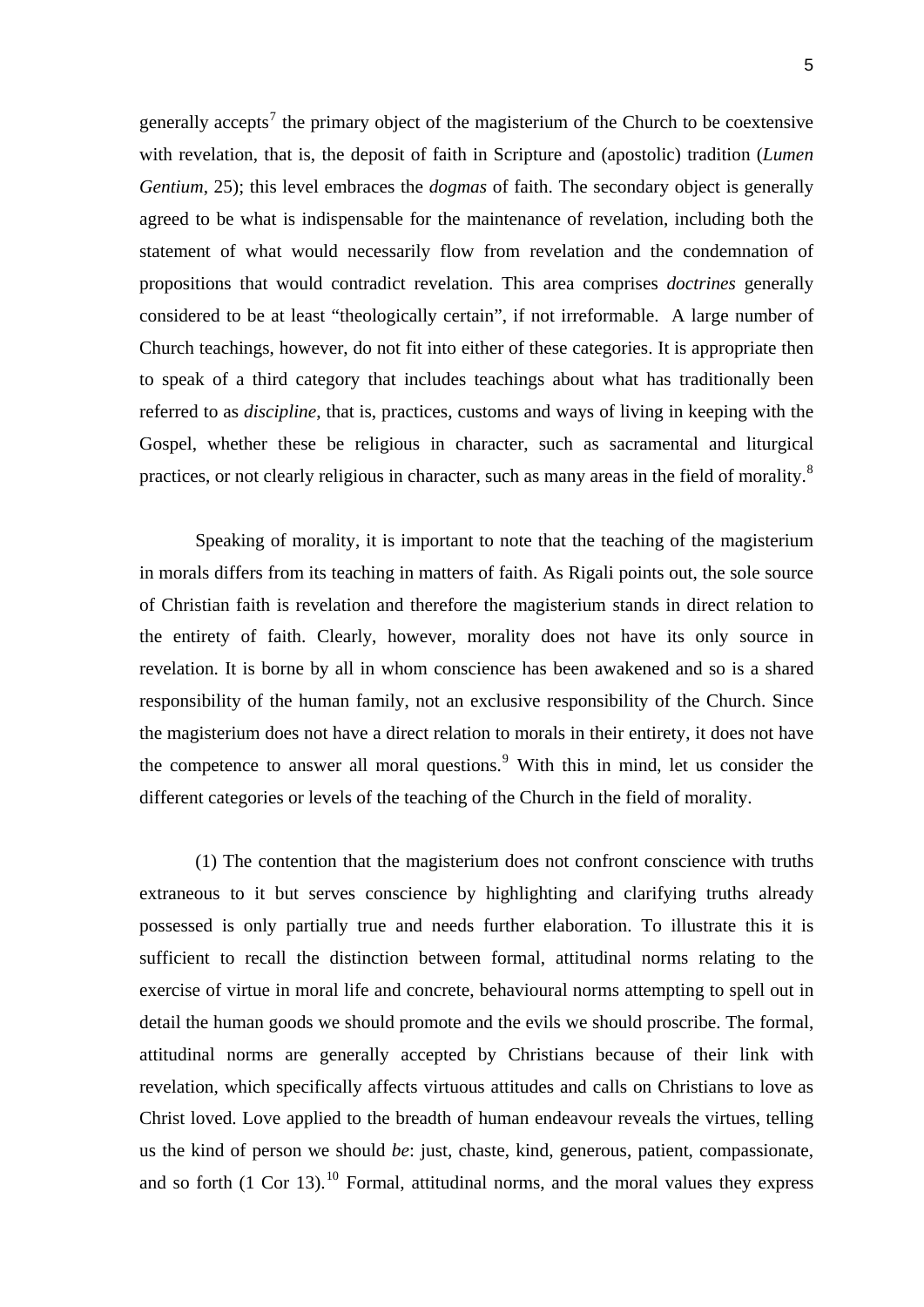generally accepts[7] the primary object of the magisterium of the Church to be coextensive with revelation, that is, the deposit of faith in Scripture and (apostolic) tradition (*Lumen Gentium*, 25); this level embraces the *dogmas* of faith. The secondary object is generally agreed to be what is indispensable for the maintenance of revelation, including both the statement of what would necessarily flow from revelation and the condemnation of propositions that would contradict revelation. This area comprises *doctrines* generally considered to be at least "theologically certain", if not irreformable. A large number of Church teachings, however, do not fit into either of these categories. It is appropriate then to speak of a third category that includes teachings about what has traditionally been referred to as *discipline*, that is, practices, customs and ways of living in keeping with the Gospel, whether these be religious in character, such as sacramental and liturgical practices, or not clearly religious in character, such as many areas in the field of morality.[8]

Speaking of morality, it is important to note that the teaching of the magisterium in morals differs from its teaching in matters of faith. As Rigali points out, the sole source of Christian faith is revelation and therefore the magisterium stands in direct relation to the entirety of faith. Clearly, however, morality does not have its only source in revelation. It is borne by all in whom conscience has been awakened and so is a shared responsibility of the human family, not an exclusive responsibility of the Church. Since the magisterium does not have a direct relation to morals in their entirety, it does not have the competence to answer all moral questions.[9] With this in mind, let us consider the different categories or levels of the teaching of the Church in the field of morality.

(1) The contention that the magisterium does not confront conscience with truths extraneous to it but serves conscience by highlighting and clarifying truths already possessed is only partially true and needs further elaboration. To illustrate this it is sufficient to recall the distinction between formal, attitudinal norms relating to the exercise of virtue in moral life and concrete, behavioural norms attempting to spell out in detail the human goods we should promote and the evils we should proscribe. The formal, attitudinal norms are generally accepted by Christians because of their link with revelation, which specifically affects virtuous attitudes and calls on Christians to love as Christ loved. Love applied to the breadth of human endeavour reveals the virtues, telling us the kind of person we should *be*: just, chaste, kind, generous, patient, compassionate, and so forth (1 Cor 13).[10] Formal, attitudinal norms, and the moral values they express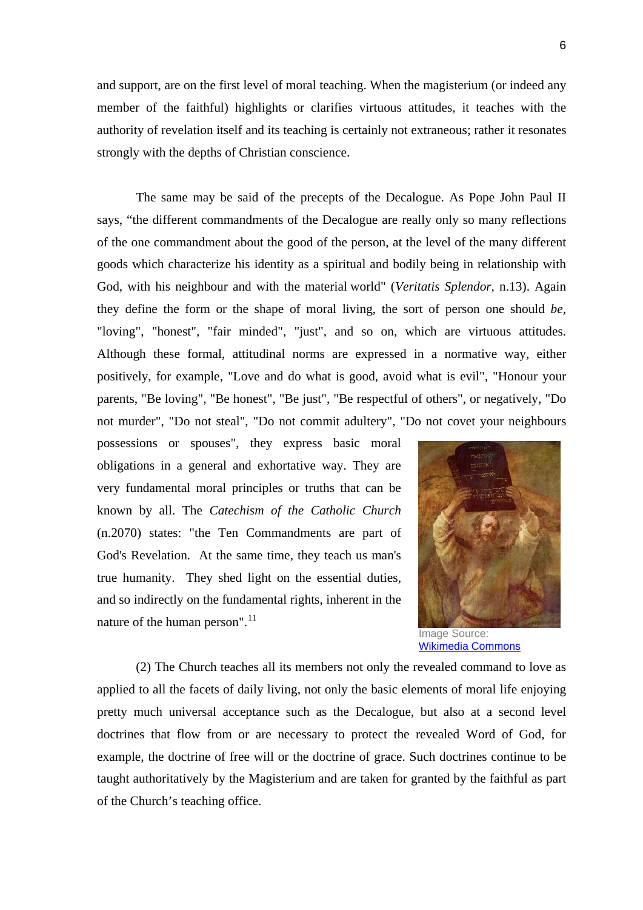and support, are on the first level of moral teaching. When the magisterium (or indeed any member of the faithful) highlights or clarifies virtuous attitudes, it teaches with the authority of revelation itself and its teaching is certainly not extraneous; rather it resonates strongly with the depths of Christian conscience.

The same may be said of the precepts of the Decalogue. As Pope John Paul II says, "the different commandments of the Decalogue are really only so many reflections of the one commandment about the good of the person, at the level of the many different goods which characterize his identity as a spiritual and bodily being in relationship with God, with his neighbour and with the material world" (*Veritatis Splendor*, n.13). Again they define the form or the shape of moral living, the sort of person one should *be*, "loving", "honest", "fair minded", "just", and so on, which are virtuous attitudes. Although these formal, attitudinal norms are expressed in a normative way, either positively, for example, "Love and do what is good, avoid what is evil", "Honour your parents, "Be loving", "Be honest", "Be just", "Be respectful of others", or negatively, "Do not murder", "Do not steal", "Do not commit adultery", "Do not covet your neighbours possessions or spouses", they express basic moral obligations in a general and exhortative way. They are very fundamental moral principles or truths that can be known by all. The *Catechism of the Catholic Church* (n.2070) states: "the Ten Commandments are part of God's Revelation. At the same time, they teach us man's true humanity. They shed light on the essential duties, and so indirectly on the fundamental rights, inherent in the nature of the human person".[11]

Image Source: Wikimedia Commons

(2) The Church teaches all its members not only the revealed command to love as applied to all the facets of daily living, not only the basic elements of moral life enjoying pretty much universal acceptance such as the Decalogue, but also at a second level doctrines that flow from or are necessary to protect the revealed Word of God, for example, the doctrine of free will or the doctrine of grace. Such doctrines continue to be taught authoritatively by the Magisterium and are taken for granted by the faithful as part of the Church's teaching office.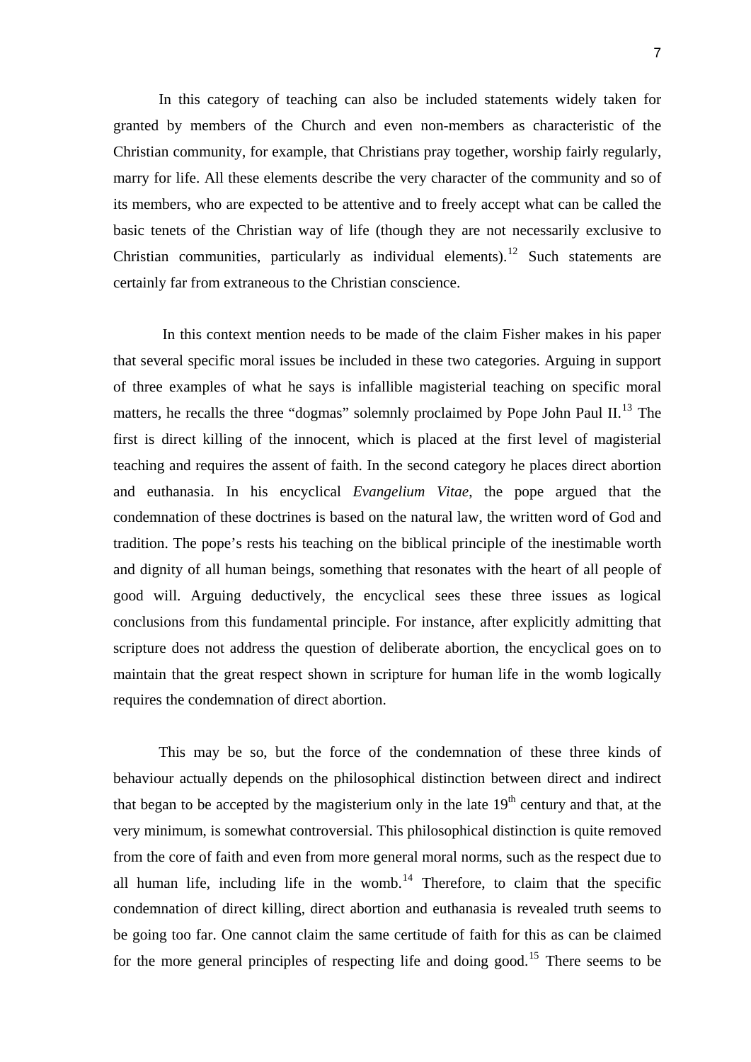In this category of teaching can also be included statements widely taken for granted by members of the Church and even non-members as characteristic of the Christian community, for example, that Christians pray together, worship fairly regularly, marry for life. All these elements describe the very character of the community and so of its members, who are expected to be attentive and to freely accept what can be called the basic tenets of the Christian way of life (though they are not necessarily exclusive to Christian communities, particularly as individual elements).[12] Such statements are certainly far from extraneous to the Christian conscience.

In this context mention needs to be made of the claim Fisher makes in his paper that several specific moral issues be included in these two categories. Arguing in support of three examples of what he says is infallible magisterial teaching on specific moral matters, he recalls the three "dogmas" solemnly proclaimed by Pope John Paul II.[13] The first is direct killing of the innocent, which is placed at the first level of magisterial teaching and requires the assent of faith. In the second category he places direct abortion and euthanasia. In his encyclical *Evangelium Vitae*, the pope argued that the condemnation of these doctrines is based on the natural law, the written word of God and tradition. The pope's rests his teaching on the biblical principle of the inestimable worth and dignity of all human beings, something that resonates with the heart of all people of good will. Arguing deductively, the encyclical sees these three issues as logical conclusions from this fundamental principle. For instance, after explicitly admitting that scripture does not address the question of deliberate abortion, the encyclical goes on to maintain that the great respect shown in scripture for human life in the womb logically requires the condemnation of direct abortion.

This may be so, but the force of the condemnation of these three kinds of behaviour actually depends on the philosophical distinction between direct and indirect that began to be accepted by the magisterium only in the late 19th century and that, at the very minimum, is somewhat controversial. This philosophical distinction is quite removed from the core of faith and even from more general moral norms, such as the respect due to all human life, including life in the womb.[14] Therefore, to claim that the specific condemnation of direct killing, direct abortion and euthanasia is revealed truth seems to be going too far. One cannot claim the same certitude of faith for this as can be claimed for the more general principles of respecting life and doing good.[15] There seems to be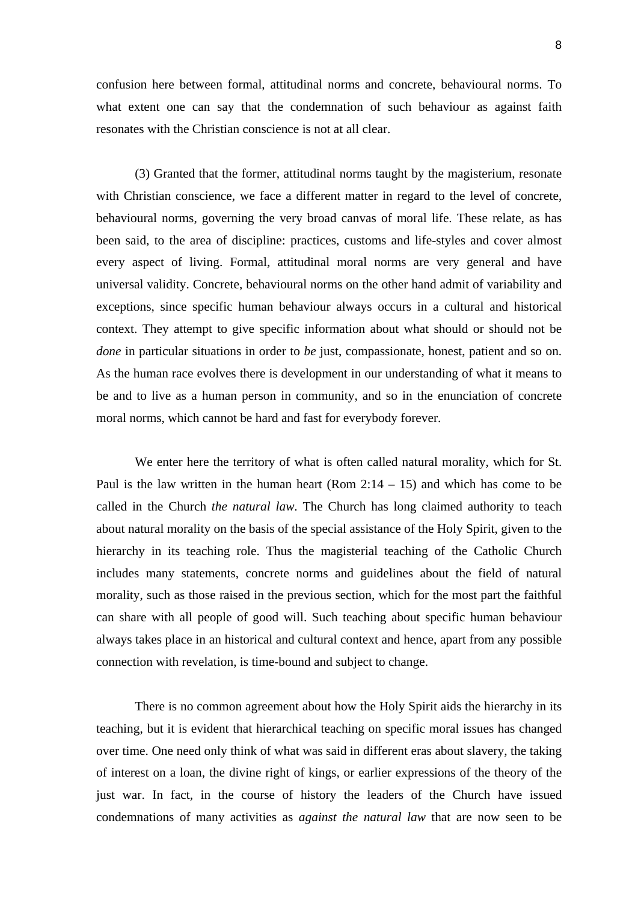confusion here between formal, attitudinal norms and concrete, behavioural norms. To what extent one can say that the condemnation of such behaviour as against faith resonates with the Christian conscience is not at all clear.

(3) Granted that the former, attitudinal norms taught by the magisterium, resonate with Christian conscience, we face a different matter in regard to the level of concrete, behavioural norms, governing the very broad canvas of moral life. These relate, as has been said, to the area of discipline: practices, customs and life-styles and cover almost every aspect of living. Formal, attitudinal moral norms are very general and have universal validity. Concrete, behavioural norms on the other hand admit of variability and exceptions, since specific human behaviour always occurs in a cultural and historical context. They attempt to give specific information about what should or should not be *done* in particular situations in order to *be* just, compassionate, honest, patient and so on. As the human race evolves there is development in our understanding of what it means to be and to live as a human person in community, and so in the enunciation of concrete moral norms, which cannot be hard and fast for everybody forever.

We enter here the territory of what is often called natural morality, which for St. Paul is the law written in the human heart (Rom 2:14 – 15) and which has come to be called in the Church *the natural law*. The Church has long claimed authority to teach about natural morality on the basis of the special assistance of the Holy Spirit, given to the hierarchy in its teaching role. Thus the magisterial teaching of the Catholic Church includes many statements, concrete norms and guidelines about the field of natural morality, such as those raised in the previous section, which for the most part the faithful can share with all people of good will. Such teaching about specific human behaviour always takes place in an historical and cultural context and hence, apart from any possible connection with revelation, is time-bound and subject to change.

There is no common agreement about how the Holy Spirit aids the hierarchy in its teaching, but it is evident that hierarchical teaching on specific moral issues has changed over time. One need only think of what was said in different eras about slavery, the taking of interest on a loan, the divine right of kings, or earlier expressions of the theory of the just war. In fact, in the course of history the leaders of the Church have issued condemnations of many activities as *against the natural law* that are now seen to be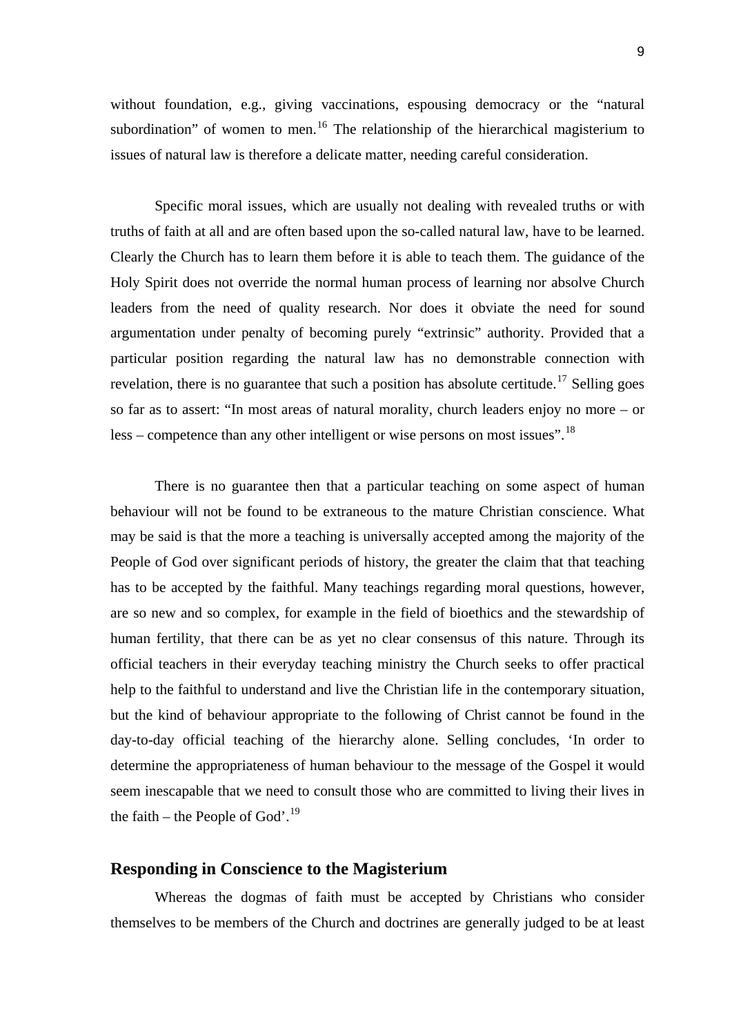without foundation, e.g., giving vaccinations, espousing democracy or the "natural subordination" of women to men.[16] The relationship of the hierarchical magisterium to issues of natural law is therefore a delicate matter, needing careful consideration.

Specific moral issues, which are usually not dealing with revealed truths or with truths of faith at all and are often based upon the so-called natural law, have to be learned. Clearly the Church has to learn them before it is able to teach them. The guidance of the Holy Spirit does not override the normal human process of learning nor absolve Church leaders from the need of quality research. Nor does it obviate the need for sound argumentation under penalty of becoming purely "extrinsic" authority. Provided that a particular position regarding the natural law has no demonstrable connection with revelation, there is no guarantee that such a position has absolute certitude.[17] Selling goes so far as to assert: "In most areas of natural morality, church leaders enjoy no more – or less – competence than any other intelligent or wise persons on most issues".[18]

There is no guarantee then that a particular teaching on some aspect of human behaviour will not be found to be extraneous to the mature Christian conscience. What may be said is that the more a teaching is universally accepted among the majority of the People of God over significant periods of history, the greater the claim that that teaching has to be accepted by the faithful. Many teachings regarding moral questions, however, are so new and so complex, for example in the field of bioethics and the stewardship of human fertility, that there can be as yet no clear consensus of this nature. Through its official teachers in their everyday teaching ministry the Church seeks to offer practical help to the faithful to understand and live the Christian life in the contemporary situation, but the kind of behaviour appropriate to the following of Christ cannot be found in the day-to-day official teaching of the hierarchy alone. Selling concludes, 'In order to determine the appropriateness of human behaviour to the message of the Gospel it would seem inescapable that we need to consult those who are committed to living their lives in the faith – the People of God'.[19]

## Responding in Conscience to the Magisterium

Whereas the dogmas of faith must be accepted by Christians who consider themselves to be members of the Church and doctrines are generally judged to be at least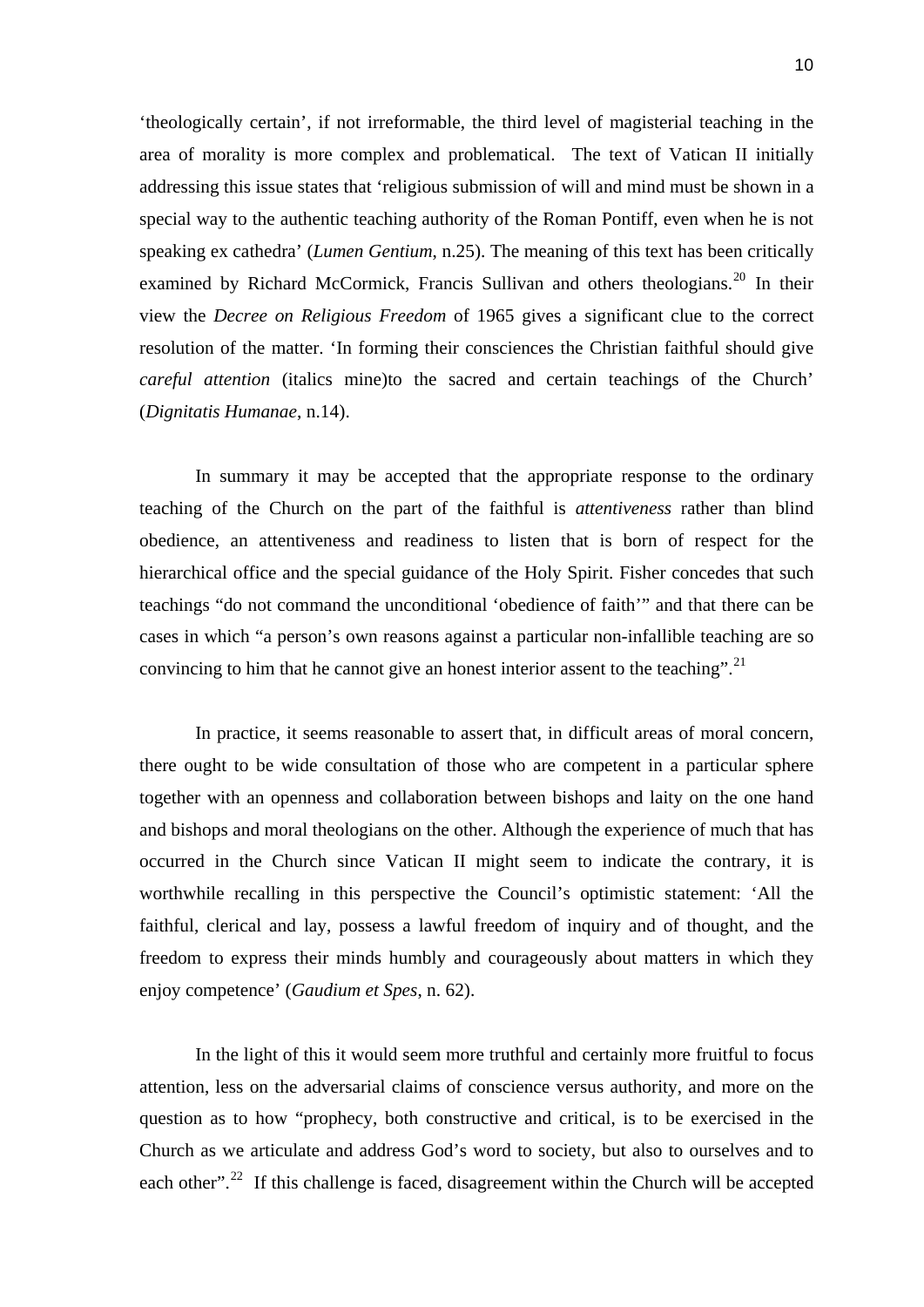'theologically certain', if not irreformable, the third level of magisterial teaching in the area of morality is more complex and problematical. The text of Vatican II initially addressing this issue states that 'religious submission of will and mind must be shown in a special way to the authentic teaching authority of the Roman Pontiff, even when he is not speaking ex cathedra' (*Lumen Gentium*, n.25). The meaning of this text has been critically examined by Richard McCormick, Francis Sullivan and others theologians.[20] In their view the *Decree on Religious Freedom* of 1965 gives a significant clue to the correct resolution of the matter. 'In forming their consciences the Christian faithful should give *careful attention* (italics mine)to the sacred and certain teachings of the Church' (*Dignitatis Humanae*, n.14).

In summary it may be accepted that the appropriate response to the ordinary teaching of the Church on the part of the faithful is *attentiveness* rather than blind obedience, an attentiveness and readiness to listen that is born of respect for the hierarchical office and the special guidance of the Holy Spirit. Fisher concedes that such teachings "do not command the unconditional 'obedience of faith'" and that there can be cases in which "a person's own reasons against a particular non-infallible teaching are so convincing to him that he cannot give an honest interior assent to the teaching".[21]

In practice, it seems reasonable to assert that, in difficult areas of moral concern, there ought to be wide consultation of those who are competent in a particular sphere together with an openness and collaboration between bishops and laity on the one hand and bishops and moral theologians on the other. Although the experience of much that has occurred in the Church since Vatican II might seem to indicate the contrary, it is worthwhile recalling in this perspective the Council's optimistic statement: 'All the faithful, clerical and lay, possess a lawful freedom of inquiry and of thought, and the freedom to express their minds humbly and courageously about matters in which they enjoy competence' (*Gaudium et Spes*, n. 62).

In the light of this it would seem more truthful and certainly more fruitful to focus attention, less on the adversarial claims of conscience versus authority, and more on the question as to how "prophecy, both constructive and critical, is to be exercised in the Church as we articulate and address God's word to society, but also to ourselves and to each other".[22] If this challenge is faced, disagreement within the Church will be accepted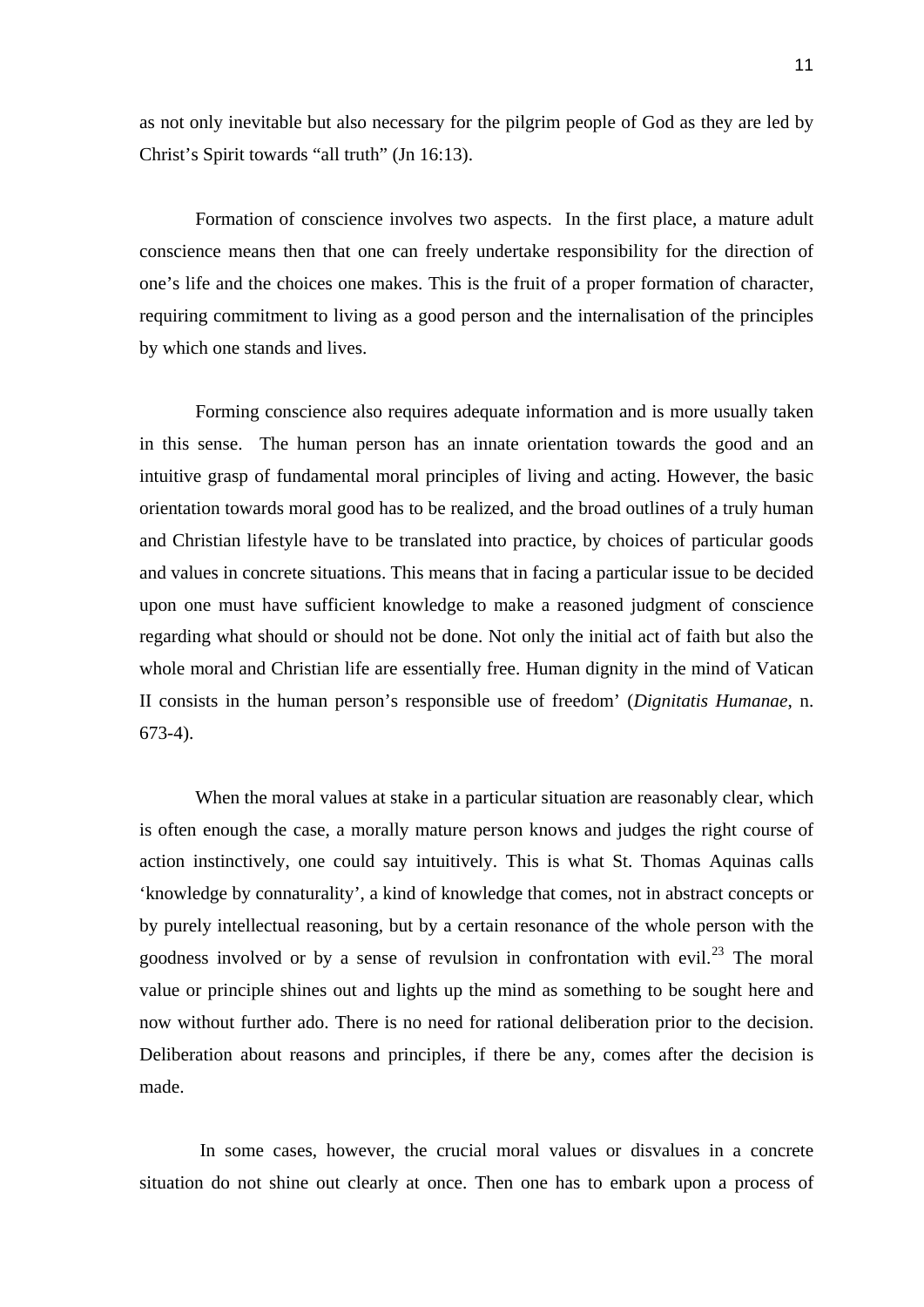as not only inevitable but also necessary for the pilgrim people of God as they are led by Christ's Spirit towards "all truth" (Jn 16:13).

Formation of conscience involves two aspects. In the first place, a mature adult conscience means then that one can freely undertake responsibility for the direction of one's life and the choices one makes. This is the fruit of a proper formation of character, requiring commitment to living as a good person and the internalisation of the principles by which one stands and lives.

Forming conscience also requires adequate information and is more usually taken in this sense. The human person has an innate orientation towards the good and an intuitive grasp of fundamental moral principles of living and acting. However, the basic orientation towards moral good has to be realized, and the broad outlines of a truly human and Christian lifestyle have to be translated into practice, by choices of particular goods and values in concrete situations. This means that in facing a particular issue to be decided upon one must have sufficient knowledge to make a reasoned judgment of conscience regarding what should or should not be done. Not only the initial act of faith but also the whole moral and Christian life are essentially free. Human dignity in the mind of Vatican II consists in the human person's responsible use of freedom' (*Dignitatis Humanae*, n. 673-4).

When the moral values at stake in a particular situation are reasonably clear, which is often enough the case, a morally mature person knows and judges the right course of action instinctively, one could say intuitively. This is what St. Thomas Aquinas calls 'knowledge by connaturality', a kind of knowledge that comes, not in abstract concepts or by purely intellectual reasoning, but by a certain resonance of the whole person with the goodness involved or by a sense of revulsion in confrontation with evil.[23] The moral value or principle shines out and lights up the mind as something to be sought here and now without further ado. There is no need for rational deliberation prior to the decision. Deliberation about reasons and principles, if there be any, comes after the decision is made.

In some cases, however, the crucial moral values or disvalues in a concrete situation do not shine out clearly at once. Then one has to embark upon a process of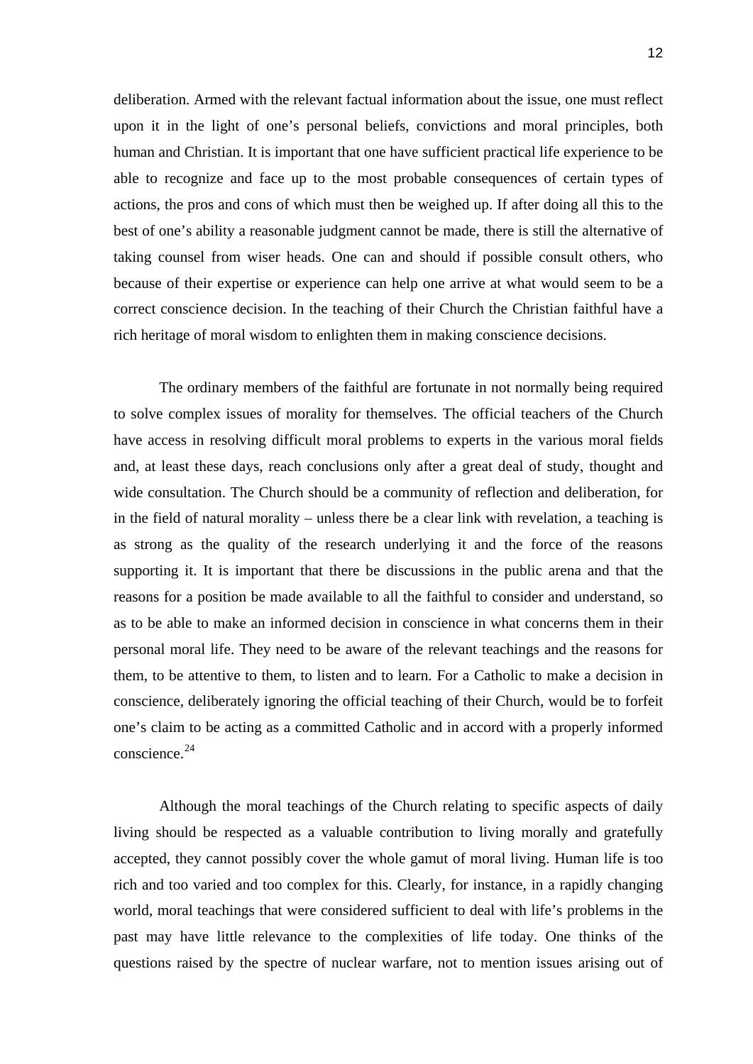deliberation. Armed with the relevant factual information about the issue, one must reflect upon it in the light of one's personal beliefs, convictions and moral principles, both human and Christian. It is important that one have sufficient practical life experience to be able to recognize and face up to the most probable consequences of certain types of actions, the pros and cons of which must then be weighed up. If after doing all this to the best of one's ability a reasonable judgment cannot be made, there is still the alternative of taking counsel from wiser heads. One can and should if possible consult others, who because of their expertise or experience can help one arrive at what would seem to be a correct conscience decision. In the teaching of their Church the Christian faithful have a rich heritage of moral wisdom to enlighten them in making conscience decisions.

The ordinary members of the faithful are fortunate in not normally being required to solve complex issues of morality for themselves. The official teachers of the Church have access in resolving difficult moral problems to experts in the various moral fields and, at least these days, reach conclusions only after a great deal of study, thought and wide consultation. The Church should be a community of reflection and deliberation, for in the field of natural morality – unless there be a clear link with revelation, a teaching is as strong as the quality of the research underlying it and the force of the reasons supporting it. It is important that there be discussions in the public arena and that the reasons for a position be made available to all the faithful to consider and understand, so as to be able to make an informed decision in conscience in what concerns them in their personal moral life. They need to be aware of the relevant teachings and the reasons for them, to be attentive to them, to listen and to learn. For a Catholic to make a decision in conscience, deliberately ignoring the official teaching of their Church, would be to forfeit one's claim to be acting as a committed Catholic and in accord with a properly informed conscience.[24]

Although the moral teachings of the Church relating to specific aspects of daily living should be respected as a valuable contribution to living morally and gratefully accepted, they cannot possibly cover the whole gamut of moral living. Human life is too rich and too varied and too complex for this. Clearly, for instance, in a rapidly changing world, moral teachings that were considered sufficient to deal with life's problems in the past may have little relevance to the complexities of life today. One thinks of the questions raised by the spectre of nuclear warfare, not to mention issues arising out of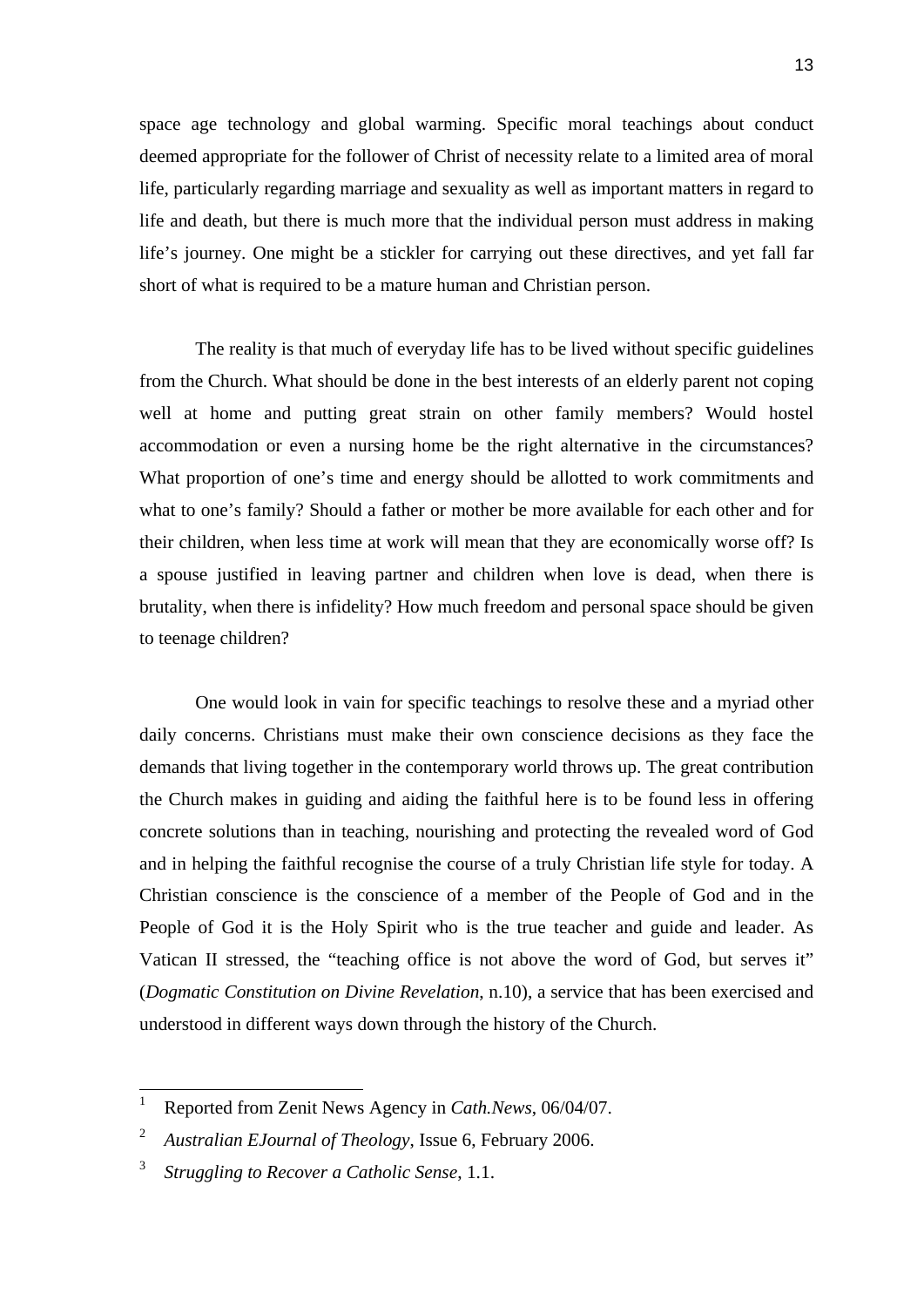space age technology and global warming. Specific moral teachings about conduct deemed appropriate for the follower of Christ of necessity relate to a limited area of moral life, particularly regarding marriage and sexuality as well as important matters in regard to life and death, but there is much more that the individual person must address in making life's journey. One might be a stickler for carrying out these directives, and yet fall far short of what is required to be a mature human and Christian person.

The reality is that much of everyday life has to be lived without specific guidelines from the Church. What should be done in the best interests of an elderly parent not coping well at home and putting great strain on other family members? Would hostel accommodation or even a nursing home be the right alternative in the circumstances? What proportion of one's time and energy should be allotted to work commitments and what to one's family? Should a father or mother be more available for each other and for their children, when less time at work will mean that they are economically worse off? Is a spouse justified in leaving partner and children when love is dead, when there is brutality, when there is infidelity? How much freedom and personal space should be given to teenage children?

One would look in vain for specific teachings to resolve these and a myriad other daily concerns. Christians must make their own conscience decisions as they face the demands that living together in the contemporary world throws up. The great contribution the Church makes in guiding and aiding the faithful here is to be found less in offering concrete solutions than in teaching, nourishing and protecting the revealed word of God and in helping the faithful recognise the course of a truly Christian life style for today. A Christian conscience is the conscience of a member of the People of God and in the People of God it is the Holy Spirit who is the true teacher and guide and leader. As Vatican II stressed, the "teaching office is not above the word of God, but serves it" (*Dogmatic Constitution on Divine Revelation*, n.10), a service that has been exercised and understood in different ways down through the history of the Church.

---

[1] Reported from Zenit News Agency in *Cath.News*, 06/04/07.

[2] *Australian EJournal of Theology*, Issue 6, February 2006.

[3] *Struggling to Recover a Catholic Sense*, 1.1.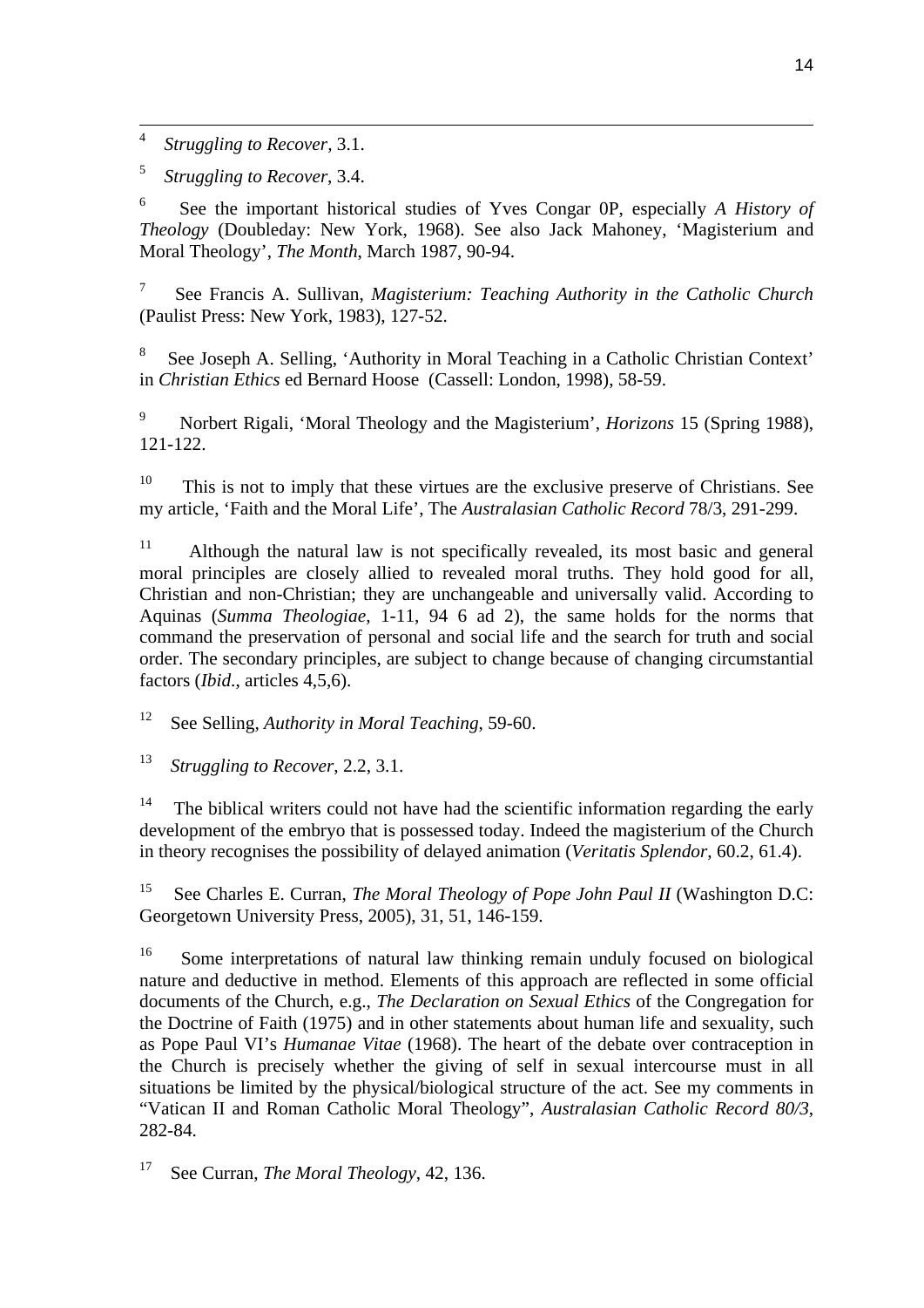[4] *Struggling to Recover*, 3.1.

[5] *Struggling to Recover*, 3.4.

[6] See the important historical studies of Yves Congar 0P, especially *A History of Theology* (Doubleday: New York, 1968). See also Jack Mahoney, 'Magisterium and Moral Theology', *The Month*, March 1987, 90-94.

[7] See Francis A. Sullivan, *Magisterium: Teaching Authority in the Catholic Church* (Paulist Press: New York, 1983), 127-52.

[8] See Joseph A. Selling, 'Authority in Moral Teaching in a Catholic Christian Context' in *Christian Ethics* ed Bernard Hoose (Cassell: London, 1998), 58-59.

[9] Norbert Rigali, 'Moral Theology and the Magisterium', *Horizons* 15 (Spring 1988), 121-122.

[10] This is not to imply that these virtues are the exclusive preserve of Christians. See my article, 'Faith and the Moral Life', The *Australasian Catholic Record* 78/3, 291-299.

[11] Although the natural law is not specifically revealed, its most basic and general moral principles are closely allied to revealed moral truths. They hold good for all, Christian and non-Christian; they are unchangeable and universally valid. According to Aquinas (*Summa Theologiae*, 1-11, 94 6 ad 2), the same holds for the norms that command the preservation of personal and social life and the search for truth and social order. The secondary principles, are subject to change because of changing circumstantial factors (*Ibid*., articles 4,5,6).

[12] See Selling, *Authority in Moral Teaching*, 59-60.

[13] *Struggling to Recover*, 2.2, 3.1.

[14] The biblical writers could not have had the scientific information regarding the early development of the embryo that is possessed today. Indeed the magisterium of the Church in theory recognises the possibility of delayed animation (*Veritatis Splendor*, 60.2, 61.4).

[15] See Charles E. Curran, *The Moral Theology of Pope John Paul II* (Washington D.C: Georgetown University Press, 2005), 31, 51, 146-159.

[16] Some interpretations of natural law thinking remain unduly focused on biological nature and deductive in method. Elements of this approach are reflected in some official documents of the Church, e.g., *The Declaration on Sexual Ethics* of the Congregation for the Doctrine of Faith (1975) and in other statements about human life and sexuality, such as Pope Paul VI's *Humanae Vitae* (1968). The heart of the debate over contraception in the Church is precisely whether the giving of self in sexual intercourse must in all situations be limited by the physical/biological structure of the act. See my comments in "Vatican II and Roman Catholic Moral Theology", *Australasian Catholic Record 80/3*, 282-84.

[17] See Curran, *The Moral Theology*, 42, 136.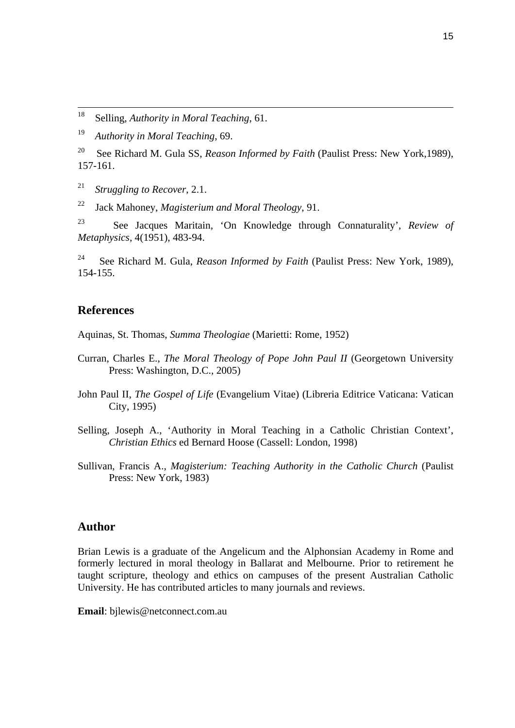[18] Selling, *Authority in Moral Teaching*, 61.

[19] *Authority in Moral Teaching*, 69.

[20] See Richard M. Gula SS, *Reason Informed by Faith* (Paulist Press: New York,1989), 157-161.

[21] *Struggling to Recover*, 2.1.

[22] Jack Mahoney, *Magisterium and Moral Theology*, 91.

[23] See Jacques Maritain, 'On Knowledge through Connaturality', *Review of Metaphysics*, 4(1951), 483-94.

[24] See Richard M. Gula, *Reason Informed by Faith* (Paulist Press: New York, 1989), 154-155.

## References

Aquinas, St. Thomas, *Summa Theologiae* (Marietti: Rome, 1952)

Curran, Charles E., *The Moral Theology of Pope John Paul II* (Georgetown University Press: Washington, D.C., 2005)

John Paul II, *The Gospel of Life* (Evangelium Vitae) (Libreria Editrice Vaticana: Vatican City, 1995)

Selling, Joseph A., 'Authority in Moral Teaching in a Catholic Christian Context', *Christian Ethics* ed Bernard Hoose (Cassell: London, 1998)

Sullivan, Francis A., *Magisterium: Teaching Authority in the Catholic Church* (Paulist Press: New York, 1983)

## Author

Brian Lewis is a graduate of the Angelicum and the Alphonsian Academy in Rome and formerly lectured in moral theology in Ballarat and Melbourne. Prior to retirement he taught scripture, theology and ethics on campuses of the present Australian Catholic University. He has contributed articles to many journals and reviews.

**Email**: bjlewis@netconnect.com.au